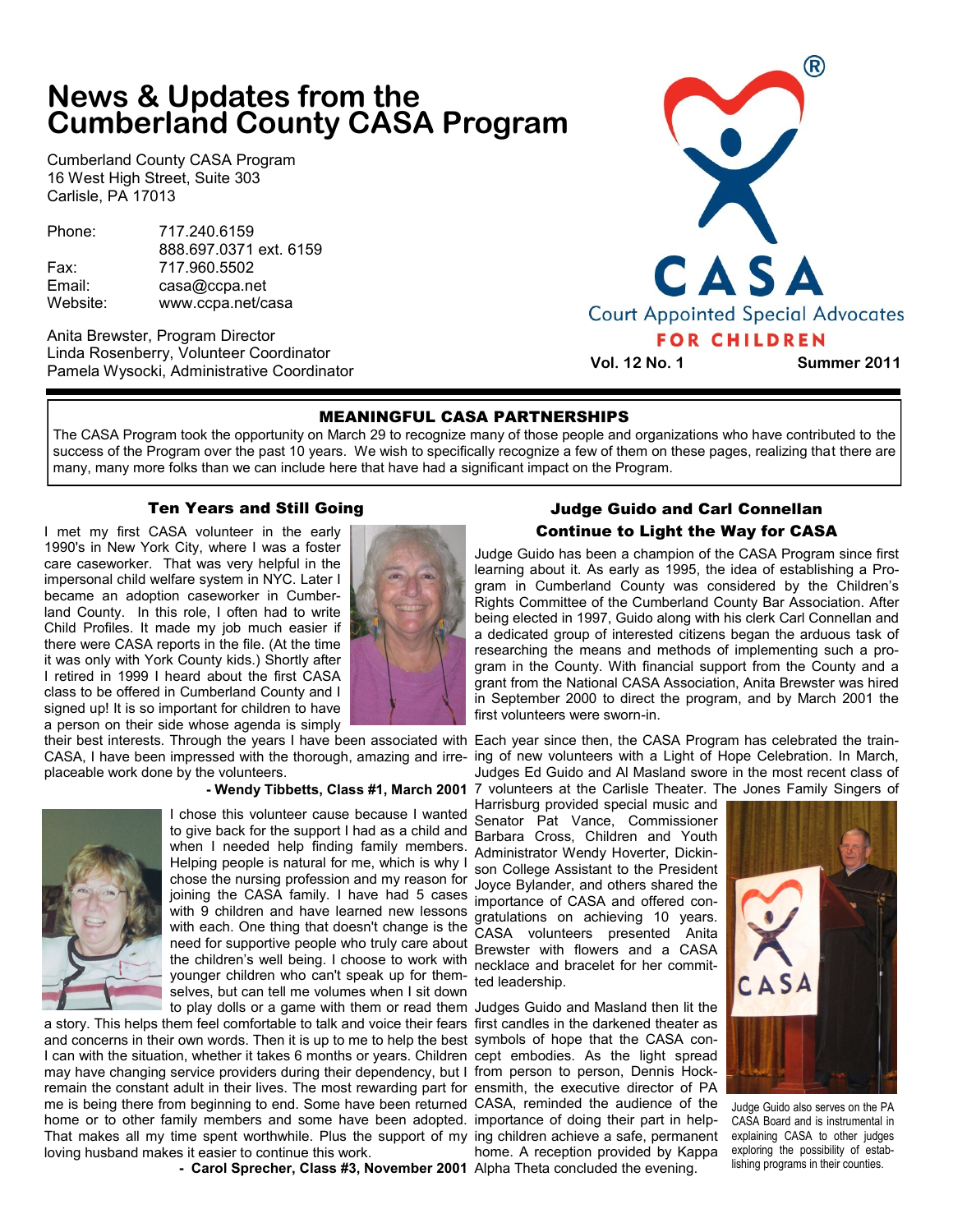# News & Updates from the Cumberland County CASA Program

Cumberland County CASA Program
16 West High Street, Suite 303
Carlisle, PA 17013

| | |
|---|---|
| Phone: | 717.240.6159 |
| | 888.697.0371 ext. 6159 |
| Fax: | 717.960.5502 |
| Email: | casa@ccpa.net |
| Website: | www.ccpa.net/casa |

Anita Brewster, Program Director
Linda Rosenberry, Volunteer Coordinator
Pamela Wysocki, Administrative Coordinator

CASA Court Appointed Special Advocates FOR CHILDREN

**Vol. 12 No. 1** **Summer 2011**

## MEANINGFUL CASA PARTNERSHIPS

The CASA Program took the opportunity on March 29 to recognize many of those people and organizations who have contributed to the success of the Program over the past 10 years. We wish to specifically recognize a few of them on these pages, realizing that there are many, many more folks than we can include here that have had a significant impact on the Program.

### Ten Years and Still Going

I met my first CASA volunteer in the early 1990's in New York City, where I was a foster care caseworker. That was very helpful in the impersonal child welfare system in NYC. Later I became an adoption caseworker in Cumberland County. In this role, I often had to write Child Profiles. It made my job much easier if there were CASA reports in the file. (At the time it was only with York County kids.) Shortly after I retired in 1999 I heard about the first CASA class to be offered in Cumberland County and I signed up! It is so important for children to have a person on their side whose agenda is simply their best interests. Through the years I have been associated with CASA, I have been impressed with the thorough, amazing and irreplaceable work done by the volunteers.

**- Wendy Tibbetts, Class #1, March 2001**

I chose this volunteer cause because I wanted to give back for the support I had as a child and when I needed help finding family members. Helping people is natural for me, which is why I chose the nursing profession and my reason for joining the CASA family. I have had 5 cases with 9 children and have learned new lessons with each. One thing that doesn't change is the need for supportive people who truly care about the children's well being. I choose to work with younger children who can't speak up for themselves, but can tell me volumes when I sit down to play dolls or a game with them or read them a story. This helps them feel comfortable to talk and voice their fears and concerns in their own words. Then it is up to me to help the best I can with the situation, whether it takes 6 months or years. Children may have changing service providers during their dependency, but I remain the constant adult in their lives. The most rewarding part for me is being there from beginning to end. Some have been returned home or to other family members and some have been adopted. That makes all my time spent worthwhile. Plus the support of my loving husband makes it easier to continue this work.

**- Carol Sprecher, Class #3, November 2001**

### Judge Guido and Carl Connellan Continue to Light the Way for CASA

Judge Guido has been a champion of the CASA Program since first learning about it. As early as 1995, the idea of establishing a Program in Cumberland County was considered by the Children's Rights Committee of the Cumberland County Bar Association. After being elected in 1997, Guido along with his clerk Carl Connellan and a dedicated group of interested citizens began the arduous task of researching the means and methods of implementing such a program in the County. With financial support from the County and a grant from the National CASA Association, Anita Brewster was hired in September 2000 to direct the program, and by March 2001 the first volunteers were sworn-in.

Each year since then, the CASA Program has celebrated the training of new volunteers with a Light of Hope Celebration. In March, Judges Ed Guido and Al Masland swore in the most recent class of 7 volunteers at the Carlisle Theater. The Jones Family Singers of Harrisburg provided special music and Senator Pat Vance, Commissioner Barbara Cross, Children and Youth Administrator Wendy Hoverter, Dickinson College Assistant to the President Joyce Bylander, and others shared the importance of CASA and offered congratulations on achieving 10 years. CASA volunteers presented Anita Brewster with flowers and a CASA necklace and bracelet for her committed leadership.

Judges Guido and Masland then lit the first candles in the darkened theater as symbols of hope that the CASA concept embodies. As the light spread from person to person, Dennis Hockensmith, the executive director of PA CASA, reminded the audience of the importance of doing their part in helping children achieve a safe, permanent home. A reception provided by Kappa Alpha Theta concluded the evening.

Judge Guido also serves on the PA CASA Board and is instrumental in explaining CASA to other judges exploring the possibility of establishing programs in their counties.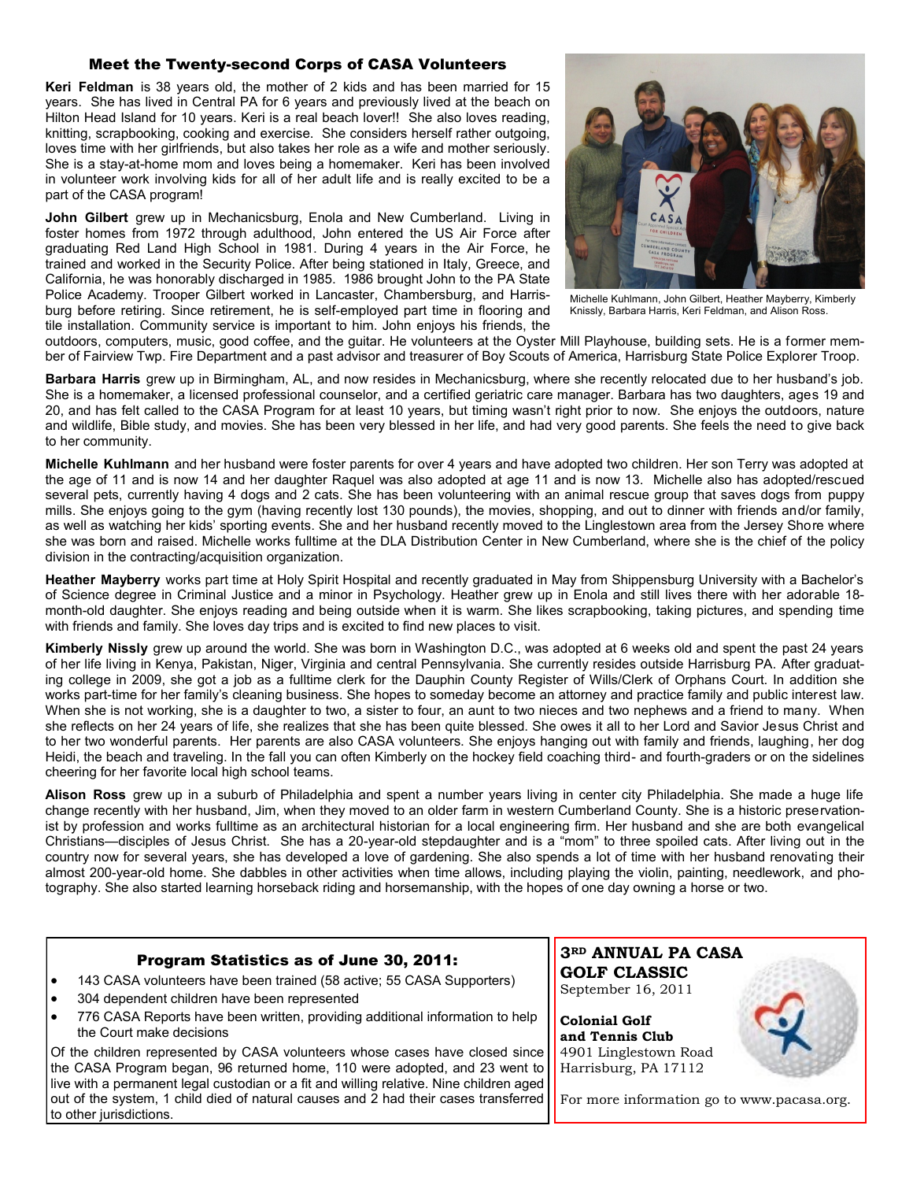## Meet the Twenty-second Corps of CASA Volunteers

**Keri Feldman** is 38 years old, the mother of 2 kids and has been married for 15 years. She has lived in Central PA for 6 years and previously lived at the beach on Hilton Head Island for 10 years. Keri is a real beach lover!! She also loves reading, knitting, scrapbooking, cooking and exercise. She considers herself rather outgoing, loves time with her girlfriends, but also takes her role as a wife and mother seriously. She is a stay-at-home mom and loves being a homemaker. Keri has been involved in volunteer work involving kids for all of her adult life and is really excited to be a part of the CASA program!

Michelle Kuhlmann, John Gilbert, Heather Mayberry, Kimberly Knissly, Barbara Harris, Keri Feldman, and Alison Ross.

**John Gilbert** grew up in Mechanicsburg, Enola and New Cumberland. Living in foster homes from 1972 through adulthood, John entered the US Air Force after graduating Red Land High School in 1981. During 4 years in the Air Force, he trained and worked in the Security Police. After being stationed in Italy, Greece, and California, he was honorably discharged in 1985. 1986 brought John to the PA State Police Academy. Trooper Gilbert worked in Lancaster, Chambersburg, and Harrisburg before retiring. Since retirement, he is self-employed part time in flooring and tile installation. Community service is important to him. John enjoys his friends, the outdoors, computers, music, good coffee, and the guitar. He volunteers at the Oyster Mill Playhouse, building sets. He is a former member of Fairview Twp. Fire Department and a past advisor and treasurer of Boy Scouts of America, Harrisburg State Police Explorer Troop.

**Barbara Harris** grew up in Birmingham, AL, and now resides in Mechanicsburg, where she recently relocated due to her husband's job. She is a homemaker, a licensed professional counselor, and a certified geriatric care manager. Barbara has two daughters, ages 19 and 20, and has felt called to the CASA Program for at least 10 years, but timing wasn't right prior to now. She enjoys the outdoors, nature and wildlife, Bible study, and movies. She has been very blessed in her life, and had very good parents. She feels the need to give back to her community.

**Michelle Kuhlmann** and her husband were foster parents for over 4 years and have adopted two children. Her son Terry was adopted at the age of 11 and is now 14 and her daughter Raquel was also adopted at age 11 and is now 13. Michelle also has adopted/rescued several pets, currently having 4 dogs and 2 cats. She has been volunteering with an animal rescue group that saves dogs from puppy mills. She enjoys going to the gym (having recently lost 130 pounds), the movies, shopping, and out to dinner with friends and/or family, as well as watching her kids' sporting events. She and her husband recently moved to the Linglestown area from the Jersey Shore where she was born and raised. Michelle works fulltime at the DLA Distribution Center in New Cumberland, where she is the chief of the policy division in the contracting/acquisition organization.

**Heather Mayberry** works part time at Holy Spirit Hospital and recently graduated in May from Shippensburg University with a Bachelor's of Science degree in Criminal Justice and a minor in Psychology. Heather grew up in Enola and still lives there with her adorable 18-month-old daughter. She enjoys reading and being outside when it is warm. She likes scrapbooking, taking pictures, and spending time with friends and family. She loves day trips and is excited to find new places to visit.

**Kimberly Nissly** grew up around the world. She was born in Washington D.C., was adopted at 6 weeks old and spent the past 24 years of her life living in Kenya, Pakistan, Niger, Virginia and central Pennsylvania. She currently resides outside Harrisburg PA. After graduating college in 2009, she got a job as a fulltime clerk for the Dauphin County Register of Wills/Clerk of Orphans Court. In addition she works part-time for her family's cleaning business. She hopes to someday become an attorney and practice family and public interest law. When she is not working, she is a daughter to two, a sister to four, an aunt to two nieces and two nephews and a friend to many. When she reflects on her 24 years of life, she realizes that she has been quite blessed. She owes it all to her Lord and Savior Jesus Christ and to her two wonderful parents. Her parents are also CASA volunteers. She enjoys hanging out with family and friends, laughing, her dog Heidi, the beach and traveling. In the fall you can often Kimberly on the hockey field coaching third- and fourth-graders or on the sidelines cheering for her favorite local high school teams.

**Alison Ross** grew up in a suburb of Philadelphia and spent a number years living in center city Philadelphia. She made a huge life change recently with her husband, Jim, when they moved to an older farm in western Cumberland County. She is a historic preservationist by profession and works fulltime as an architectural historian for a local engineering firm. Her husband and she are both evangelical Christians—disciples of Jesus Christ. She has a 20-year-old stepdaughter and is a "mom" to three spoiled cats. After living out in the country now for several years, she has developed a love of gardening. She also spends a lot of time with her husband renovating their almost 200-year-old home. She dabbles in other activities when time allows, including playing the violin, painting, needlework, and photography. She also started learning horseback riding and horsemanship, with the hopes of one day owning a horse or two.

### Program Statistics as of June 30, 2011:

- 143 CASA volunteers have been trained (58 active; 55 CASA Supporters)
- 304 dependent children have been represented
- 776 CASA Reports have been written, providing additional information to help the Court make decisions

Of the children represented by CASA volunteers whose cases have closed since the CASA Program began, 96 returned home, 110 were adopted, and 23 went to live with a permanent legal custodian or a fit and willing relative. Nine children aged out of the system, 1 child died of natural causes and 2 had their cases transferred to other jurisdictions.

### 3RD ANNUAL PA CASA GOLF CLASSIC

September 16, 2011

**Colonial Golf and Tennis Club**
4901 Linglestown Road
Harrisburg, PA 17112

For more information go to www.pacasa.org.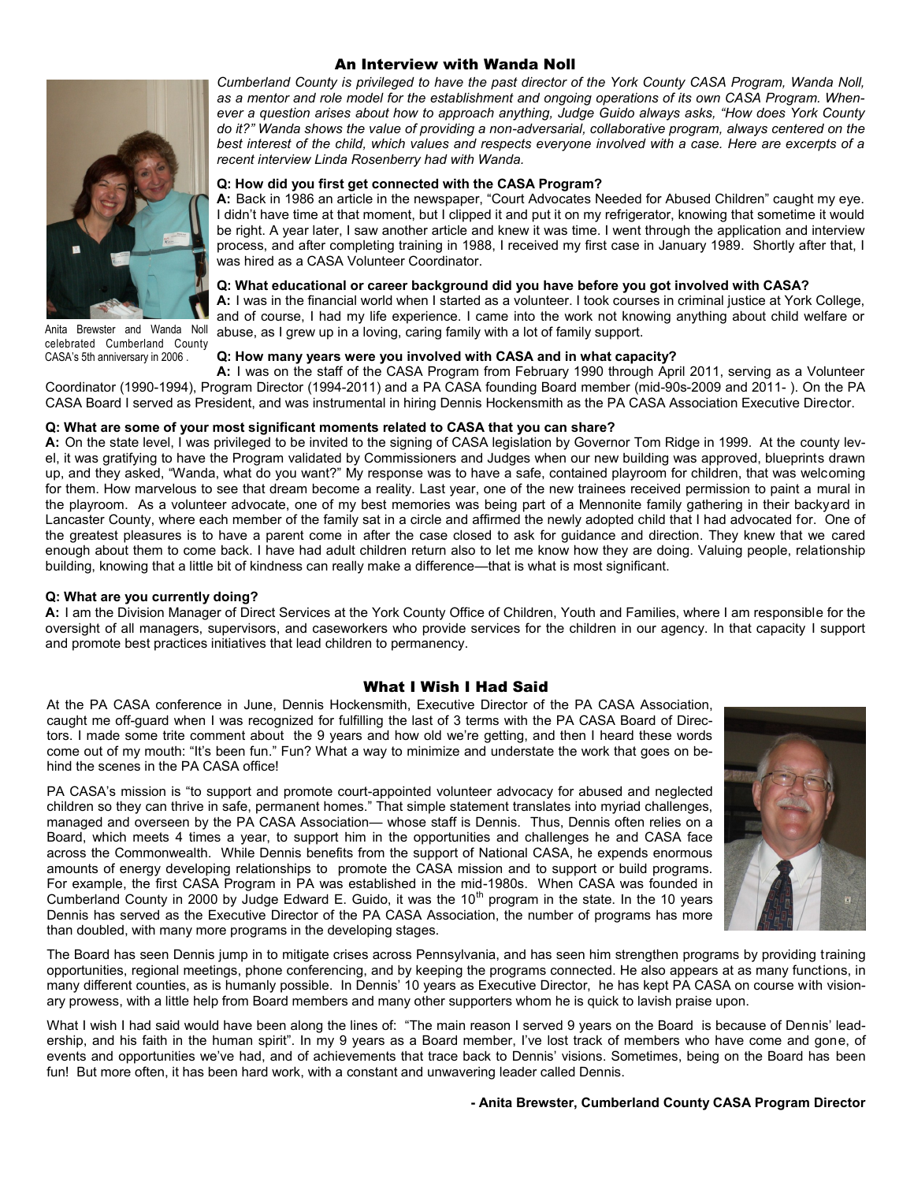## An Interview with Wanda Noll

*Cumberland County is privileged to have the past director of the York County CASA Program, Wanda Noll, as a mentor and role model for the establishment and ongoing operations of its own CASA Program. Whenever a question arises about how to approach anything, Judge Guido always asks, "How does York County do it?" Wanda shows the value of providing a non-adversarial, collaborative program, always centered on the best interest of the child, which values and respects everyone involved with a case. Here are excerpts of a recent interview Linda Rosenberry had with Wanda.*

Anita Brewster and Wanda Noll celebrated Cumberland County CASA's 5th anniversary in 2006 .

**Q: How did you first get connected with the CASA Program?**

**A:** Back in 1986 an article in the newspaper, "Court Advocates Needed for Abused Children" caught my eye. I didn't have time at that moment, but I clipped it and put it on my refrigerator, knowing that sometime it would be right. A year later, I saw another article and knew it was time. I went through the application and interview process, and after completing training in 1988, I received my first case in January 1989. Shortly after that, I was hired as a CASA Volunteer Coordinator.

**Q: What educational or career background did you have before you got involved with CASA?**

**A:** I was in the financial world when I started as a volunteer. I took courses in criminal justice at York College, and of course, I had my life experience. I came into the work not knowing anything about child welfare or abuse, as I grew up in a loving, caring family with a lot of family support.

**Q: How many years were you involved with CASA and in what capacity?**

**A:** I was on the staff of the CASA Program from February 1990 through April 2011, serving as a Volunteer Coordinator (1990-1994), Program Director (1994-2011) and a PA CASA founding Board member (mid-90s-2009 and 2011- ). On the PA CASA Board I served as President, and was instrumental in hiring Dennis Hockensmith as the PA CASA Association Executive Director.

**Q: What are some of your most significant moments related to CASA that you can share?**

**A:** On the state level, I was privileged to be invited to the signing of CASA legislation by Governor Tom Ridge in 1999. At the county level, it was gratifying to have the Program validated by Commissioners and Judges when our new building was approved, blueprints drawn up, and they asked, "Wanda, what do you want?" My response was to have a safe, contained playroom for children, that was welcoming for them. How marvelous to see that dream become a reality. Last year, one of the new trainees received permission to paint a mural in the playroom. As a volunteer advocate, one of my best memories was being part of a Mennonite family gathering in their backyard in Lancaster County, where each member of the family sat in a circle and affirmed the newly adopted child that I had advocated for. One of the greatest pleasures is to have a parent come in after the case closed to ask for guidance and direction. They knew that we cared enough about them to come back. I have had adult children return also to let me know how they are doing. Valuing people, relationship building, knowing that a little bit of kindness can really make a difference—that is what is most significant.

**Q: What are you currently doing?**

**A:** I am the Division Manager of Direct Services at the York County Office of Children, Youth and Families, where I am responsible for the oversight of all managers, supervisors, and caseworkers who provide services for the children in our agency. In that capacity I support and promote best practices initiatives that lead children to permanency.

## What I Wish I Had Said

At the PA CASA conference in June, Dennis Hockensmith, Executive Director of the PA CASA Association, caught me off-guard when I was recognized for fulfilling the last of 3 terms with the PA CASA Board of Directors. I made some trite comment about the 9 years and how old we're getting, and then I heard these words come out of my mouth: "It's been fun." Fun? What a way to minimize and understate the work that goes on behind the scenes in the PA CASA office!

PA CASA's mission is "to support and promote court-appointed volunteer advocacy for abused and neglected children so they can thrive in safe, permanent homes." That simple statement translates into myriad challenges, managed and overseen by the PA CASA Association— whose staff is Dennis. Thus, Dennis often relies on a Board, which meets 4 times a year, to support him in the opportunities and challenges he and CASA face across the Commonwealth. While Dennis benefits from the support of National CASA, he expends enormous amounts of energy developing relationships to promote the CASA mission and to support or build programs. For example, the first CASA Program in PA was established in the mid-1980s. When CASA was founded in Cumberland County in 2000 by Judge Edward E. Guido, it was the 10th program in the state. In the 10 years Dennis has served as the Executive Director of the PA CASA Association, the number of programs has more than doubled, with many more programs in the developing stages.

The Board has seen Dennis jump in to mitigate crises across Pennsylvania, and has seen him strengthen programs by providing training opportunities, regional meetings, phone conferencing, and by keeping the programs connected. He also appears at as many functions, in many different counties, as is humanly possible. In Dennis' 10 years as Executive Director, he has kept PA CASA on course with visionary prowess, with a little help from Board members and many other supporters whom he is quick to lavish praise upon.

What I wish I had said would have been along the lines of: "The main reason I served 9 years on the Board is because of Dennis' leadership, and his faith in the human spirit". In my 9 years as a Board member, I've lost track of members who have come and gone, of events and opportunities we've had, and of achievements that trace back to Dennis' visions. Sometimes, being on the Board has been fun! But more often, it has been hard work, with a constant and unwavering leader called Dennis.

**- Anita Brewster, Cumberland County CASA Program Director**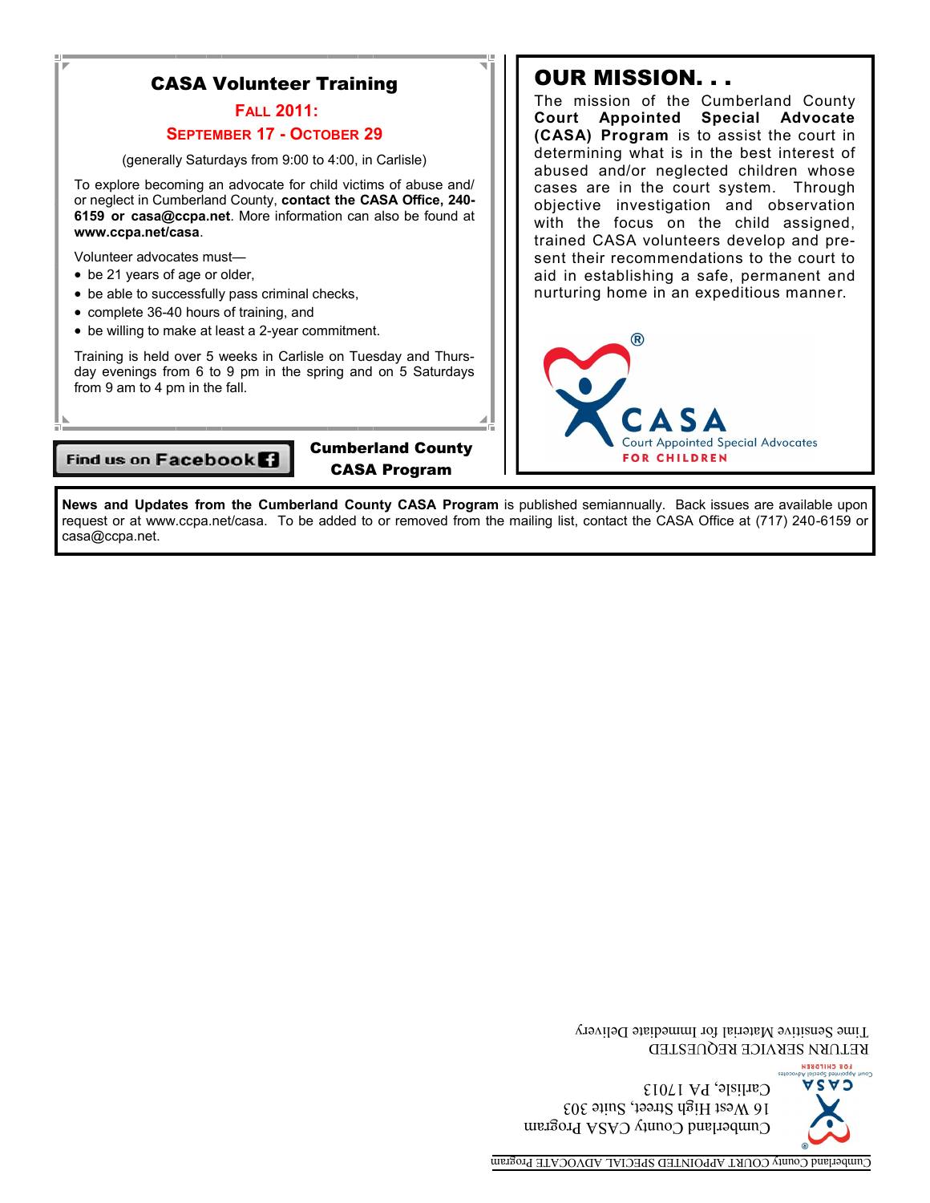## CASA Volunteer Training

**Fall 2011:**

**September 17 - October 29**

(generally Saturdays from 9:00 to 4:00, in Carlisle)

To explore becoming an advocate for child victims of abuse and/ or neglect in Cumberland County, **contact the CASA Office, 240-6159 or casa@ccpa.net**. More information can also be found at **www.ccpa.net/casa**.

Volunteer advocates must—

- be 21 years of age or older,
- be able to successfully pass criminal checks,
- complete 36-40 hours of training, and
- be willing to make at least a 2-year commitment.

Training is held over 5 weeks in Carlisle on Tuesday and Thursday evenings from 6 to 9 pm in the spring and on 5 Saturdays from 9 am to 4 pm in the fall.

Find us on Facebook

**Cumberland County CASA Program**

## OUR MISSION. . .

The mission of the Cumberland County **Court Appointed Special Advocate (CASA) Program** is to assist the court in determining what is in the best interest of abused and/or neglected children whose cases are in the court system. Through objective investigation and observation with the focus on the child assigned, trained CASA volunteers develop and present their recommendations to the court to aid in establishing a safe, permanent and nurturing home in an expeditious manner.

CASA® Court Appointed Special Advocates FOR CHILDREN

**News and Updates from the Cumberland County CASA Program** is published semiannually. Back issues are available upon request or at www.ccpa.net/casa. To be added to or removed from the mailing list, contact the CASA Office at (717) 240-6159 or casa@ccpa.net.

Cumberland County COURT APPOINTED SPECIAL ADVOCATE Program

Cumberland County CASA Program
16 West High Street, Suite 303
Carlisle, PA 17013

RETURN SERVICE REQUESTED
Time Sensitive Material for Immediate Delivery